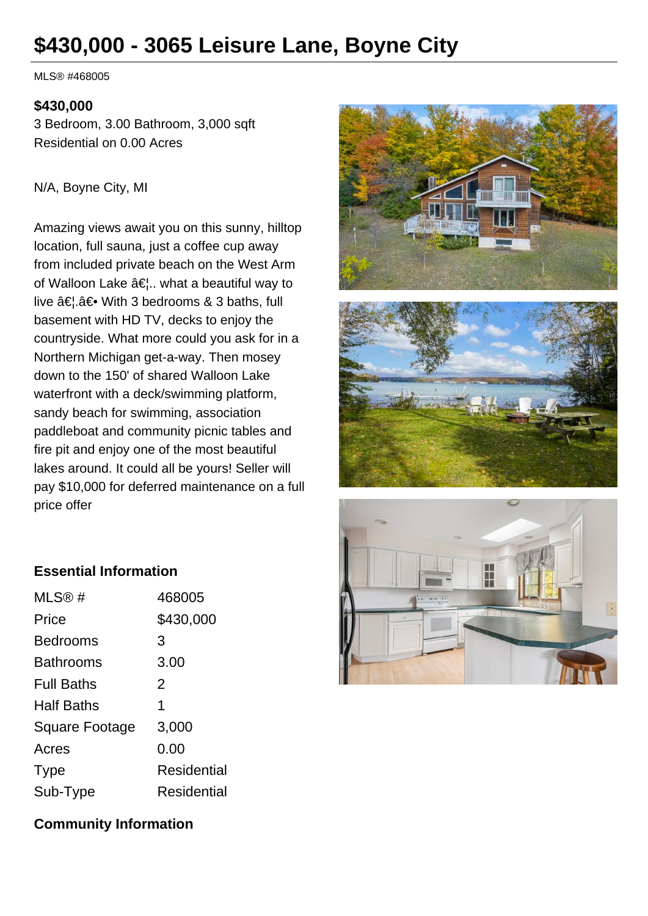# $430,000 - 3065 Leisure Lane, Boyne City

MLS® #468005

**$430,000**

3 Bedroom, 3.00 Bathroom, 3,000 sqft
Residential on 0.00 Acres

N/A, Boyne City, MI

Amazing views await you on this sunny, hilltop location, full sauna, just a coffee cup away from included private beach on the West Arm of Walloon Lake â€¦.. what a beautiful way to live â€¦.â€• With 3 bedrooms & 3 baths, full basement with HD TV, decks to enjoy the countryside. What more could you ask for in a Northern Michigan get-a-way. Then mosey down to the 150' of shared Walloon Lake waterfront with a deck/swimming platform, sandy beach for swimming, association paddleboat and community picnic tables and fire pit and enjoy one of the most beautiful lakes around. It could all be yours! Seller will pay $10,000 for deferred maintenance on a full price offer

### Essential Information

| | |
|---|---|
| MLS® # | 468005 |
| Price | $430,000 |
| Bedrooms | 3 |
| Bathrooms | 3.00 |
| Full Baths | 2 |
| Half Baths | 1 |
| Square Footage | 3,000 |
| Acres | 0.00 |
| Type | Residential |
| Sub-Type | Residential |

### Community Information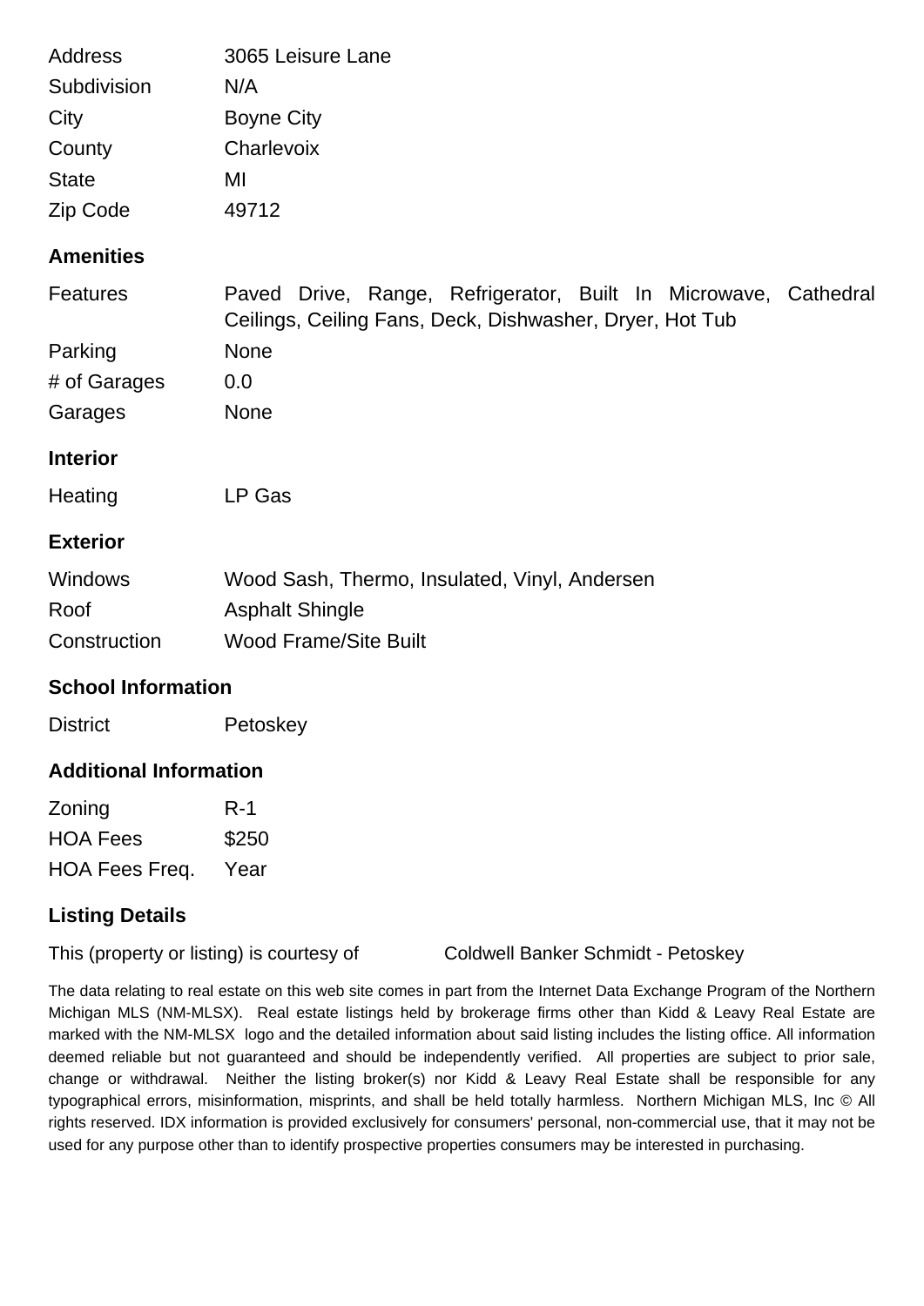| | |
|---|---|
| Address | 3065 Leisure Lane |
| Subdivision | N/A |
| City | Boyne City |
| County | Charlevoix |
| State | MI |
| Zip Code | 49712 |

## Amenities

| | |
|---|---|
| Features | Paved Drive, Range, Refrigerator, Built In Microwave, Cathedral Ceilings, Ceiling Fans, Deck, Dishwasher, Dryer, Hot Tub |
| Parking | None |
| # of Garages | 0.0 |
| Garages | None |

## Interior

| | |
|---|---|
| Heating | LP Gas |

## Exterior

| | |
|---|---|
| Windows | Wood Sash, Thermo, Insulated, Vinyl, Andersen |
| Roof | Asphalt Shingle |
| Construction | Wood Frame/Site Built |

## School Information

| | |
|---|---|
| District | Petoskey |

## Additional Information

| | |
|---|---|
| Zoning | R-1 |
| HOA Fees | $250 |
| HOA Fees Freq. | Year |

## Listing Details

This (property or listing) is courtesy of Coldwell Banker Schmidt - Petoskey

The data relating to real estate on this web site comes in part from the Internet Data Exchange Program of the Northern Michigan MLS (NM-MLSX). Real estate listings held by brokerage firms other than Kidd & Leavy Real Estate are marked with the NM-MLSX logo and the detailed information about said listing includes the listing office. All information deemed reliable but not guaranteed and should be independently verified. All properties are subject to prior sale, change or withdrawal. Neither the listing broker(s) nor Kidd & Leavy Real Estate shall be responsible for any typographical errors, misinformation, misprints, and shall be held totally harmless. Northern Michigan MLS, Inc © All rights reserved. IDX information is provided exclusively for consumers' personal, non-commercial use, that it may not be used for any purpose other than to identify prospective properties consumers may be interested in purchasing.